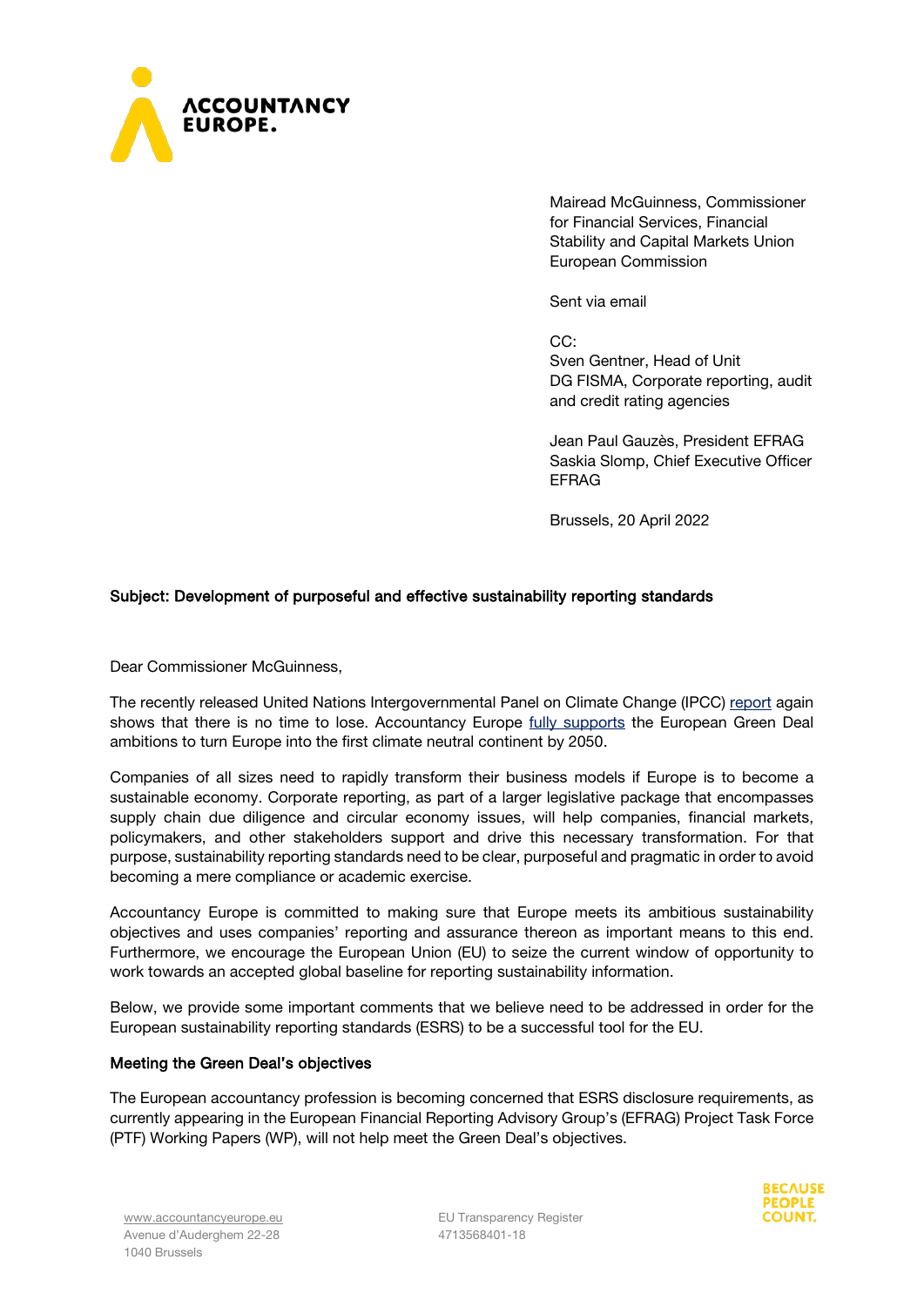# ACCOUNTANCY EUROPE.

Mairead McGuinness, Commissioner for Financial Services, Financial Stability and Capital Markets Union
European Commission

Sent via email

CC:
Sven Gentner, Head of Unit
DG FISMA, Corporate reporting, audit and credit rating agencies

Jean Paul Gauzès, President EFRAG
Saskia Slomp, Chief Executive Officer EFRAG

Brussels, 20 April 2022

**Subject: Development of purposeful and effective sustainability reporting standards**

Dear Commissioner McGuinness,

The recently released United Nations Intergovernmental Panel on Climate Change (IPCC) report again shows that there is no time to lose. Accountancy Europe fully supports the European Green Deal ambitions to turn Europe into the first climate neutral continent by 2050.

Companies of all sizes need to rapidly transform their business models if Europe is to become a sustainable economy. Corporate reporting, as part of a larger legislative package that encompasses supply chain due diligence and circular economy issues, will help companies, financial markets, policymakers, and other stakeholders support and drive this necessary transformation. For that purpose, sustainability reporting standards need to be clear, purposeful and pragmatic in order to avoid becoming a mere compliance or academic exercise.

Accountancy Europe is committed to making sure that Europe meets its ambitious sustainability objectives and uses companies' reporting and assurance thereon as important means to this end. Furthermore, we encourage the European Union (EU) to seize the current window of opportunity to work towards an accepted global baseline for reporting sustainability information.

Below, we provide some important comments that we believe need to be addressed in order for the European sustainability reporting standards (ESRS) to be a successful tool for the EU.

## Meeting the Green Deal's objectives

The European accountancy profession is becoming concerned that ESRS disclosure requirements, as currently appearing in the European Financial Reporting Advisory Group's (EFRAG) Project Task Force (PTF) Working Papers (WP), will not help meet the Green Deal's objectives.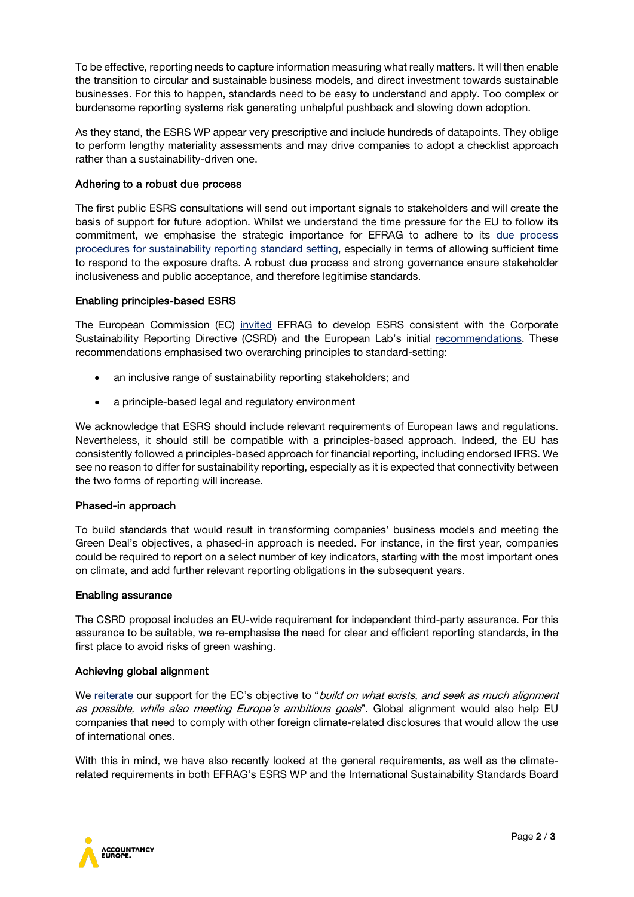To be effective, reporting needs to capture information measuring what really matters. It will then enable the transition to circular and sustainable business models, and direct investment towards sustainable businesses. For this to happen, standards need to be easy to understand and apply. Too complex or burdensome reporting systems risk generating unhelpful pushback and slowing down adoption.

As they stand, the ESRS WP appear very prescriptive and include hundreds of datapoints. They oblige to perform lengthy materiality assessments and may drive companies to adopt a checklist approach rather than a sustainability-driven one.

### Adhering to a robust due process

The first public ESRS consultations will send out important signals to stakeholders and will create the basis of support for future adoption. Whilst we understand the time pressure for the EU to follow its commitment, we emphasise the strategic importance for EFRAG to adhere to its [due process procedures for sustainability reporting standard setting](), especially in terms of allowing sufficient time to respond to the exposure drafts. A robust due process and strong governance ensure stakeholder inclusiveness and public acceptance, and therefore legitimise standards.

### Enabling principles-based ESRS

The European Commission (EC) [invited]() EFRAG to develop ESRS consistent with the Corporate Sustainability Reporting Directive (CSRD) and the European Lab's initial [recommendations](). These recommendations emphasised two overarching principles to standard-setting:

- an inclusive range of sustainability reporting stakeholders; and
- a principle-based legal and regulatory environment

We acknowledge that ESRS should include relevant requirements of European laws and regulations. Nevertheless, it should still be compatible with a principles-based approach. Indeed, the EU has consistently followed a principles-based approach for financial reporting, including endorsed IFRS. We see no reason to differ for sustainability reporting, especially as it is expected that connectivity between the two forms of reporting will increase.

### Phased-in approach

To build standards that would result in transforming companies' business models and meeting the Green Deal's objectives, a phased-in approach is needed. For instance, in the first year, companies could be required to report on a select number of key indicators, starting with the most important ones on climate, and add further relevant reporting obligations in the subsequent years.

### Enabling assurance

The CSRD proposal includes an EU-wide requirement for independent third-party assurance. For this assurance to be suitable, we re-emphasise the need for clear and efficient reporting standards, in the first place to avoid risks of green washing.

### Achieving global alignment

We [reiterate]() our support for the EC's objective to "*build on what exists, and seek as much alignment as possible, while also meeting Europe's ambitious goals*". Global alignment would also help EU companies that need to comply with other foreign climate-related disclosures that would allow the use of international ones.

With this in mind, we have also recently looked at the general requirements, as well as the climate-related requirements in both EFRAG's ESRS WP and the International Sustainability Standards Board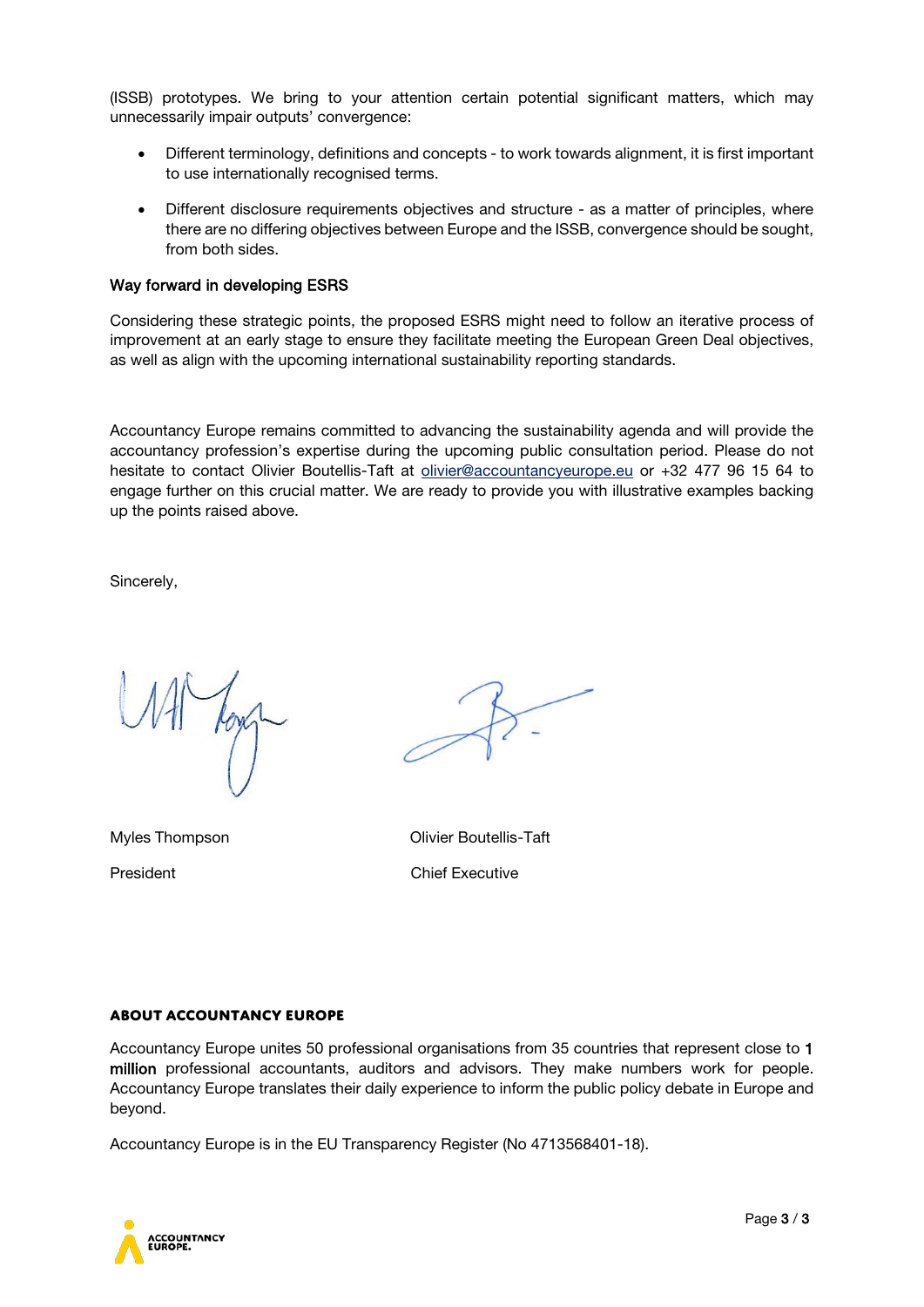(ISSB) prototypes. We bring to your attention certain potential significant matters, which may unnecessarily impair outputs' convergence:

- Different terminology, definitions and concepts - to work towards alignment, it is first important to use internationally recognised terms.
- Different disclosure requirements objectives and structure - as a matter of principles, where there are no differing objectives between Europe and the ISSB, convergence should be sought, from both sides.

### Way forward in developing ESRS

Considering these strategic points, the proposed ESRS might need to follow an iterative process of improvement at an early stage to ensure they facilitate meeting the European Green Deal objectives, as well as align with the upcoming international sustainability reporting standards.

Accountancy Europe remains committed to advancing the sustainability agenda and will provide the accountancy profession's expertise during the upcoming public consultation period. Please do not hesitate to contact Olivier Boutellis-Taft at olivier@accountancyeurope.eu or +32 477 96 15 64 to engage further on this crucial matter. We are ready to provide you with illustrative examples backing up the points raised above.

Sincerely,

Myles Thompson

President

Olivier Boutellis-Taft

Chief Executive

### ABOUT ACCOUNTANCY EUROPE

Accountancy Europe unites 50 professional organisations from 35 countries that represent close to **1 million** professional accountants, auditors and advisors. They make numbers work for people. Accountancy Europe translates their daily experience to inform the public policy debate in Europe and beyond.

Accountancy Europe is in the EU Transparency Register (No 4713568401-18).